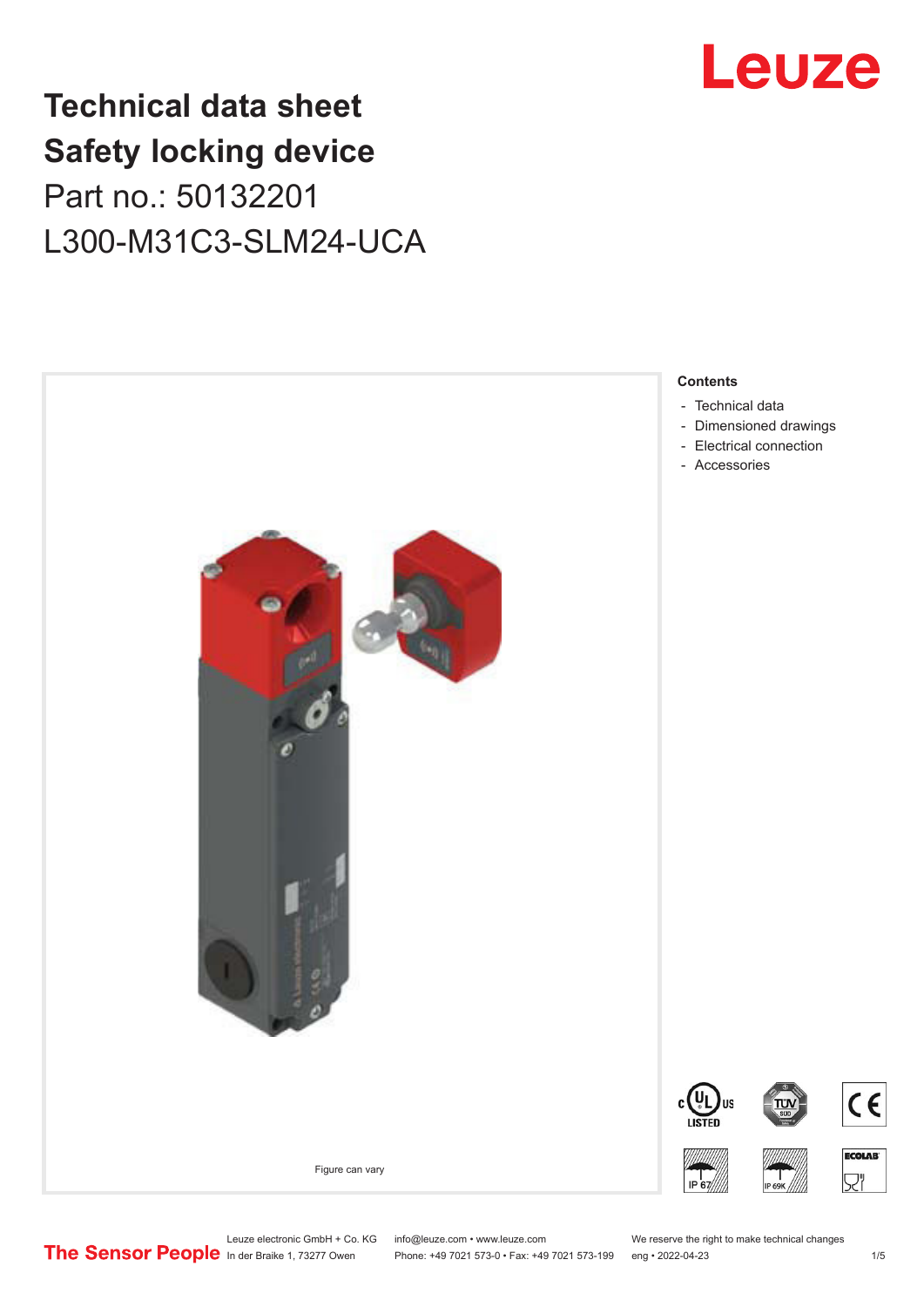# Technical data sheet
# Safety locking device
## Part no.: 50132201
## L300-M31C3-SLM24-UCA

Figure can vary

**Contents**

- Technical data
- Dimensioned drawings
- Electrical connection
- Accessories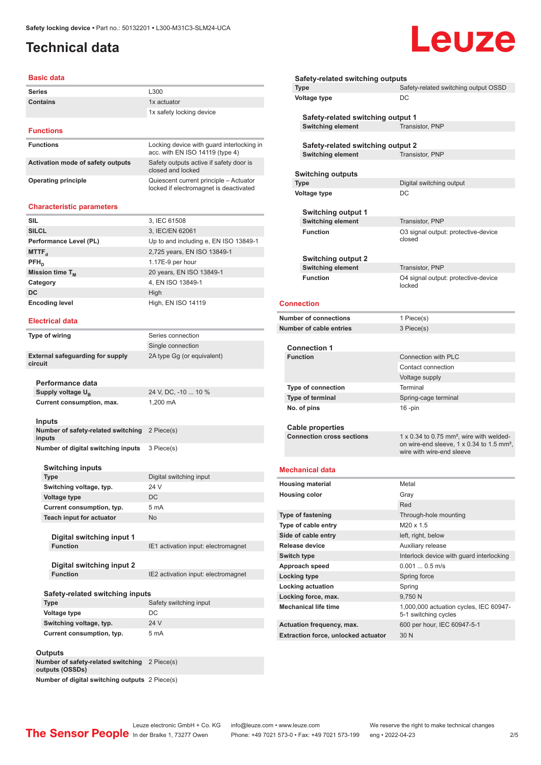Safety locking device • Part no.: 50132201 • L300-M31C3-SLM24-UCA

# Technical data

## Basic data

| | |
|---|---|
| **Series** | L300 |
| **Contains** | 1x actuator |
| | 1x safety locking device |

## Functions

| | |
|---|---|
| **Functions** | Locking device with guard interlocking in acc. with EN ISO 14119 (type 4) |
| **Activation mode of safety outputs** | Safety outputs active if safety door is closed and locked |
| **Operating principle** | Quiescent current principle – Actuator locked if electromagnet is deactivated |

## Characteristic parameters

| | |
|---|---|
| **SIL** | 3, IEC 61508 |
| **SILCL** | 3, IEC/EN 62061 |
| **Performance Level (PL)** | Up to and including e, EN ISO 13849-1 |
| **$MTTF_d$** | 2,725 years, EN ISO 13849-1 |
| **$PFH_D$** | 1.17E-9 per hour |
| **Mission time $T_M$** | 20 years, EN ISO 13849-1 |
| **Category** | 4, EN ISO 13849-1 |
| **DC** | High |
| **Encoding level** | High, EN ISO 14119 |

## Electrical data

| | |
|---|---|
| **Type of wiring** | Series connection |
| | Single connection |
| **External safeguarding for supply circuit** | 2A type Gg (or equivalent) |

### Performance data

| | |
|---|---|
| **Supply voltage $U_B$** | 24 V, DC, -10 ... 10 % |
| **Current consumption, max.** | 1,200 mA |

### Inputs

| | |
|---|---|
| **Number of safety-related switching inputs** | 2 Piece(s) |
| **Number of digital switching inputs** | 3 Piece(s) |

#### Switching inputs

| | |
|---|---|
| **Type** | Digital switching input |
| **Switching voltage, typ.** | 24 V |
| **Voltage type** | DC |
| **Current consumption, typ.** | 5 mA |
| **Teach input for actuator** | No |

##### Digital switching input 1

| | |
|---|---|
| **Function** | IE1 activation input: electromagnet |

##### Digital switching input 2

| | |
|---|---|
| **Function** | IE2 activation input: electromagnet |

#### Safety-related switching inputs

| | |
|---|---|
| **Type** | Safety switching input |
| **Voltage type** | DC |
| **Switching voltage, typ.** | 24 V |
| **Current consumption, typ.** | 5 mA |

### Outputs

| | |
|---|---|
| **Number of safety-related switching outputs (OSSDs)** | 2 Piece(s) |
| **Number of digital switching outputs** | 2 Piece(s) |

#### Safety-related switching outputs

| | |
|---|---|
| **Type** | Safety-related switching output OSSD |
| **Voltage type** | DC |

##### Safety-related switching output 1

| | |
|---|---|
| **Switching element** | Transistor, PNP |

##### Safety-related switching output 2

| | |
|---|---|
| **Switching element** | Transistor, PNP |

#### Switching outputs

| | |
|---|---|
| **Type** | Digital switching output |
| **Voltage type** | DC |

##### Switching output 1

| | |
|---|---|
| **Switching element** | Transistor, PNP |
| **Function** | O3 signal output: protective-device closed |

##### Switching output 2

| | |
|---|---|
| **Switching element** | Transistor, PNP |
| **Function** | O4 signal output: protective-device locked |

## Connection

| | |
|---|---|
| **Number of connections** | 1 Piece(s) |
| **Number of cable entries** | 3 Piece(s) |

### Connection 1

| | |
|---|---|
| **Function** | Connection with PLC |
| | Contact connection |
| | Voltage supply |
| **Type of connection** | Terminal |
| **Type of terminal** | Spring-cage terminal |
| **No. of pins** | 16 -pin |

### Cable properties

| | |
|---|---|
| **Connection cross sections** | 1 x 0.34 to 0.75 mm², wire with welded-on wire-end sleeve, 1 x 0.34 to 1.5 mm², wire with wire-end sleeve |

## Mechanical data

| | |
|---|---|
| **Housing material** | Metal |
| **Housing color** | Gray |
| | Red |
| **Type of fastening** | Through-hole mounting |
| **Type of cable entry** | M20 x 1.5 |
| **Side of cable entry** | left, right, below |
| **Release device** | Auxiliary release |
| **Switch type** | Interlock device with guard interlocking |
| **Approach speed** | 0.001 ... 0.5 m/s |
| **Locking type** | Spring force |
| **Locking actuation** | Spring |
| **Locking force, max.** | 9,750 N |
| **Mechanical life time** | 1,000,000 actuation cycles, IEC 60947-5-1 switching cycles |
| **Actuation frequency, max.** | 600 per hour, IEC 60947-5-1 |
| **Extraction force, unlocked actuator** | 30 N |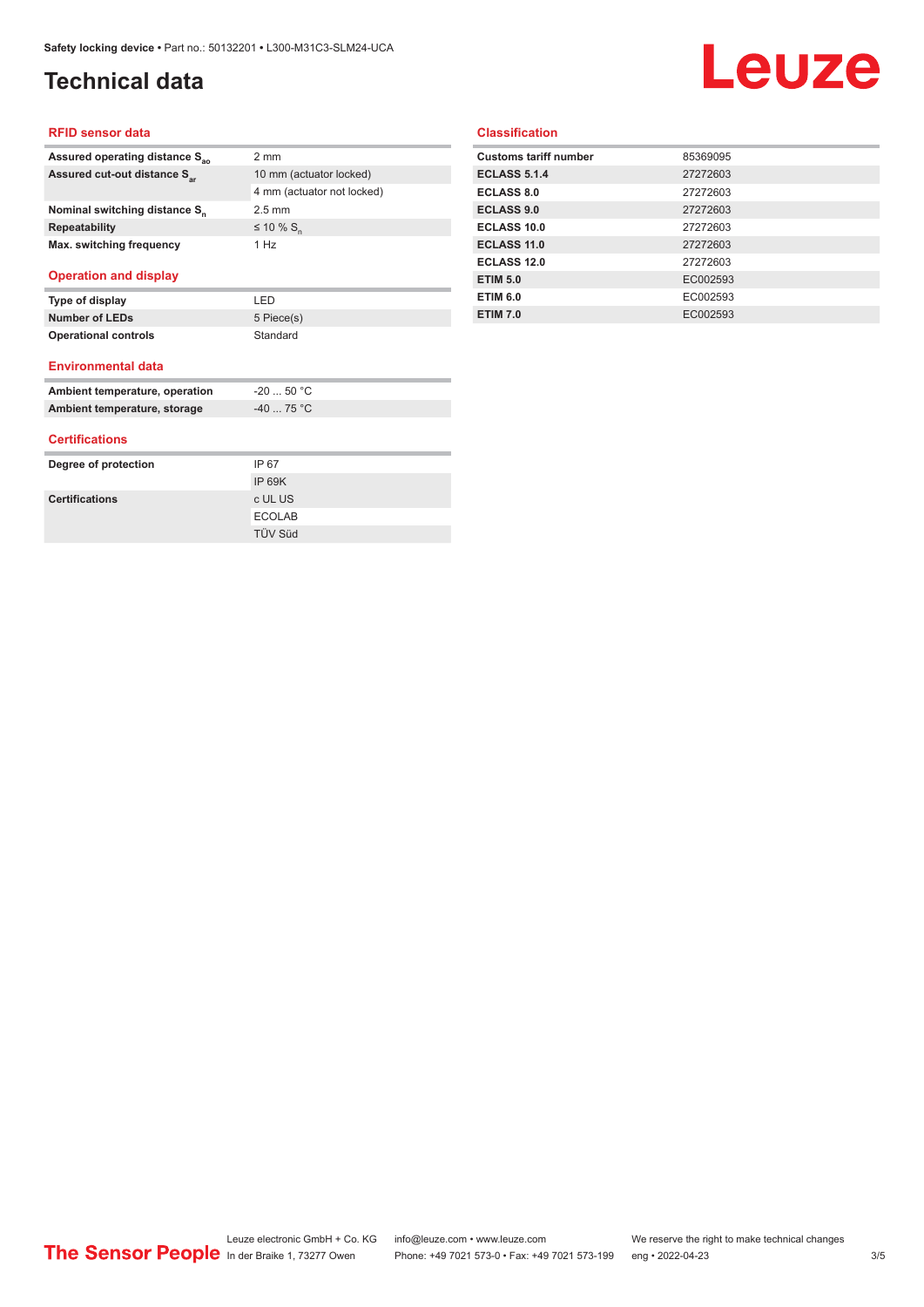# Technical data

## RFID sensor data

| | |
|---|---|
| Assured operating distance $S_{ao}$ | 2 mm |
| Assured cut-out distance $S_{ar}$ | 10 mm (actuator locked) |
| | 4 mm (actuator not locked) |
| Nominal switching distance $S_n$ | 2.5 mm |
| Repeatability | ≤ 10 % $S_n$ |
| Max. switching frequency | 1 Hz |

## Operation and display

| | |
|---|---|
| Type of display | LED |
| Number of LEDs | 5 Piece(s) |
| Operational controls | Standard |

## Environmental data

| | |
|---|---|
| Ambient temperature, operation | -20 ... 50 °C |
| Ambient temperature, storage | -40 ... 75 °C |

## Certifications

| | |
|---|---|
| Degree of protection | IP 67 |
| | IP 69K |
| Certifications | c UL US |
| | ECOLAB |
| | TÜV Süd |

## Classification

| | |
|---|---|
| Customs tariff number | 85369095 |
| ECLASS 5.1.4 | 27272603 |
| ECLASS 8.0 | 27272603 |
| ECLASS 9.0 | 27272603 |
| ECLASS 10.0 | 27272603 |
| ECLASS 11.0 | 27272603 |
| ECLASS 12.0 | 27272603 |
| ETIM 5.0 | EC002593 |
| ETIM 6.0 | EC002593 |
| ETIM 7.0 | EC002593 |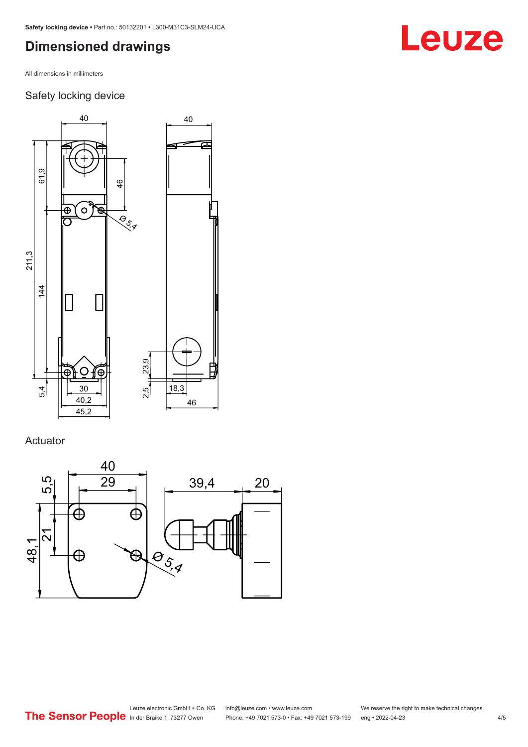# Dimensioned drawings

All dimensions in millimeters

## Safety locking device

## Actuator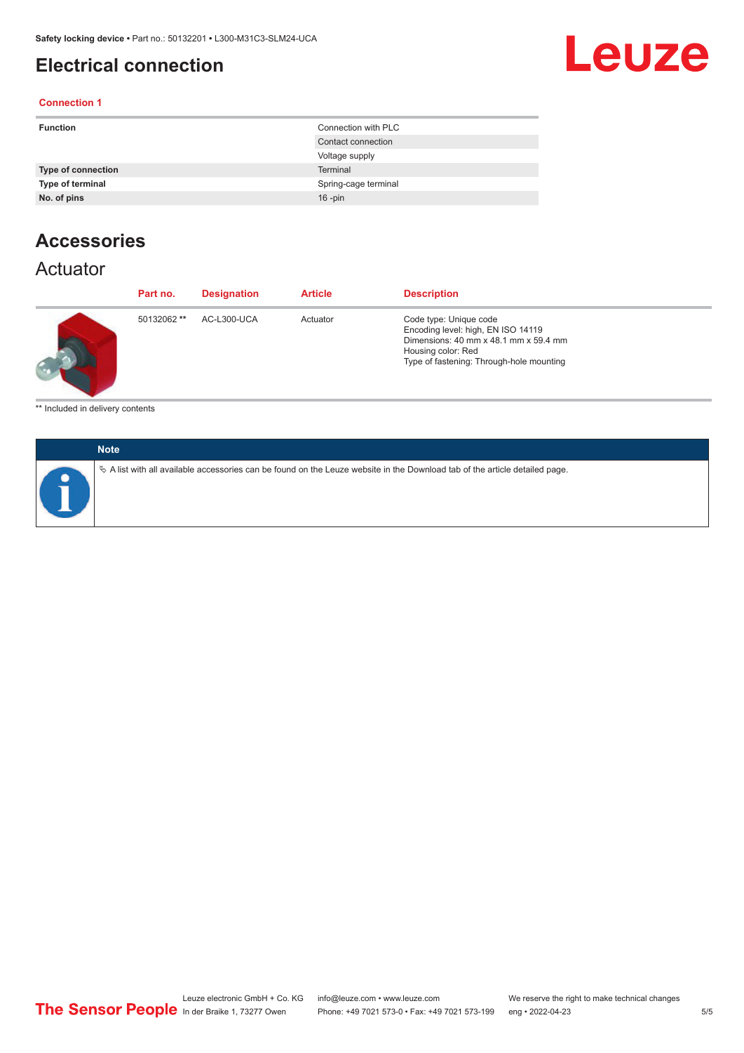# Electrical connection

**Connection 1**

| | |
|---|---|
| **Function** | Connection with PLC |
| | Contact connection |
| | Voltage supply |
| **Type of connection** | Terminal |
| **Type of terminal** | Spring-cage terminal |
| **No. of pins** | 16 -pin |

# Accessories

## Actuator

| Part no. | Designation | Article | Description |
|---|---|---|---|
| 50132062 ** | AC-L300-UCA | Actuator | Code type: Unique code<br>Encoding level: high, EN ISO 14119<br>Dimensions: 40 mm x 48.1 mm x 59.4 mm<br>Housing color: Red<br>Type of fastening: Through-hole mounting |

** Included in delivery contents

**Note**

A list with all available accessories can be found on the Leuze website in the Download tab of the article detailed page.